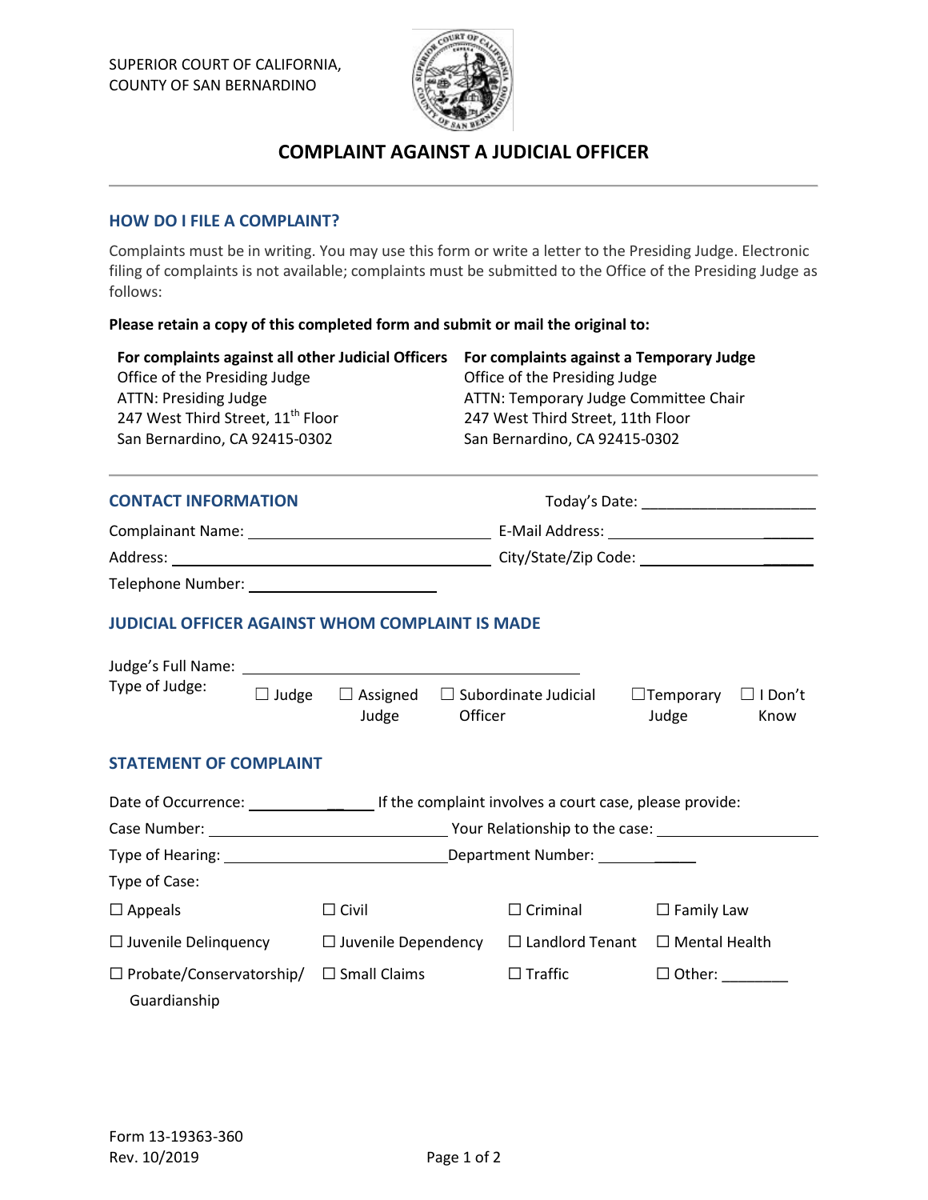SUPERIOR COURT OF CALIFORNIA,
COUNTY OF SAN BERNARDINO

# COMPLAINT AGAINST A JUDICIAL OFFICER

## HOW DO I FILE A COMPLAINT?

Complaints must be in writing. You may use this form or write a letter to the Presiding Judge. Electronic filing of complaints is not available; complaints must be submitted to the Office of the Presiding Judge as follows:

**Please retain a copy of this completed form and submit or mail the original to:**

**For complaints against all other Judicial Officers**
Office of the Presiding Judge
ATTN: Presiding Judge
247 West Third Street, 11th Floor
San Bernardino, CA 92415-0302

**For complaints against a Temporary Judge**
Office of the Presiding Judge
ATTN: Temporary Judge Committee Chair
247 West Third Street, 11th Floor
San Bernardino, CA 92415-0302

## CONTACT INFORMATION

Today's Date: ____________________

Complainant Name: ____________________ E-Mail Address: ____________________

Address: ____________________ City/State/Zip Code: ____________________

Telephone Number: ____________________

## JUDICIAL OFFICER AGAINST WHOM COMPLAINT IS MADE

Judge's Full Name: ____________________

Type of Judge: ☐ Judge ☐ Assigned Judge ☐ Subordinate Judicial Officer ☐ Temporary Judge ☐ I Don't Know

## STATEMENT OF COMPLAINT

Date of Occurrence: ____________ If the complaint involves a court case, please provide:

Case Number: ____________________ Your Relationship to the case: ____________________

Type of Hearing: ____________________ Department Number: ____________

Type of Case:

☐ Appeals ☐ Civil ☐ Criminal ☐ Family Law

☐ Juvenile Delinquency ☐ Juvenile Dependency ☐ Landlord Tenant ☐ Mental Health

☐ Probate/Conservatorship/Guardianship ☐ Small Claims ☐ Traffic ☐ Other: ________

Form 13-19363-360
Rev. 10/2019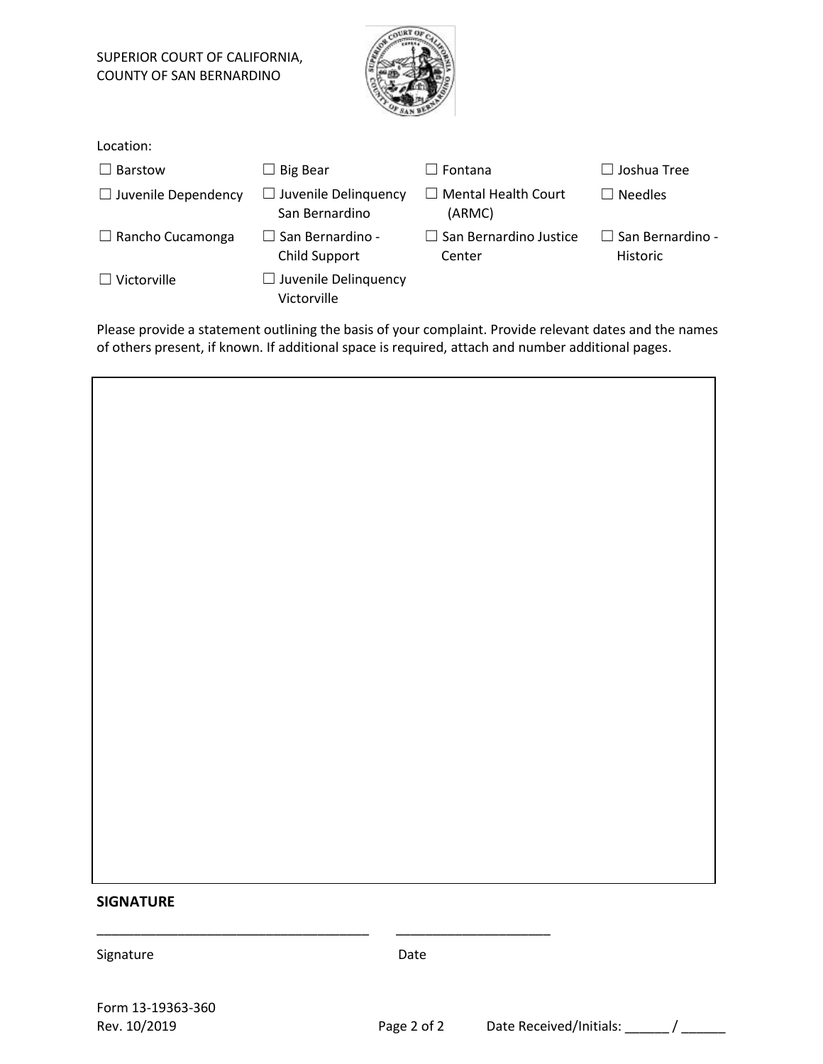SUPERIOR COURT OF CALIFORNIA,
COUNTY OF SAN BERNARDINO

Location:

| | | | |
|---|---|---|---|
| ☐ Barstow | ☐ Big Bear | ☐ Fontana | ☐ Joshua Tree |
| ☐ Juvenile Dependency | ☐ Juvenile Delinquency San Bernardino | ☐ Mental Health Court (ARMC) | ☐ Needles |
| ☐ Rancho Cucamonga | ☐ San Bernardino - Child Support | ☐ San Bernardino Justice Center | ☐ San Bernardino - Historic |
| ☐ Victorville | ☐ Juvenile Delinquency Victorville | | |

Please provide a statement outlining the basis of your complaint. Provide relevant dates and the names of others present, if known. If additional space is required, attach and number additional pages.

**SIGNATURE**

_____________________________________ _____________________

Signature Date

Form 13-19363-360
Rev. 10/2019

Date Received/Initials: ______ / ______